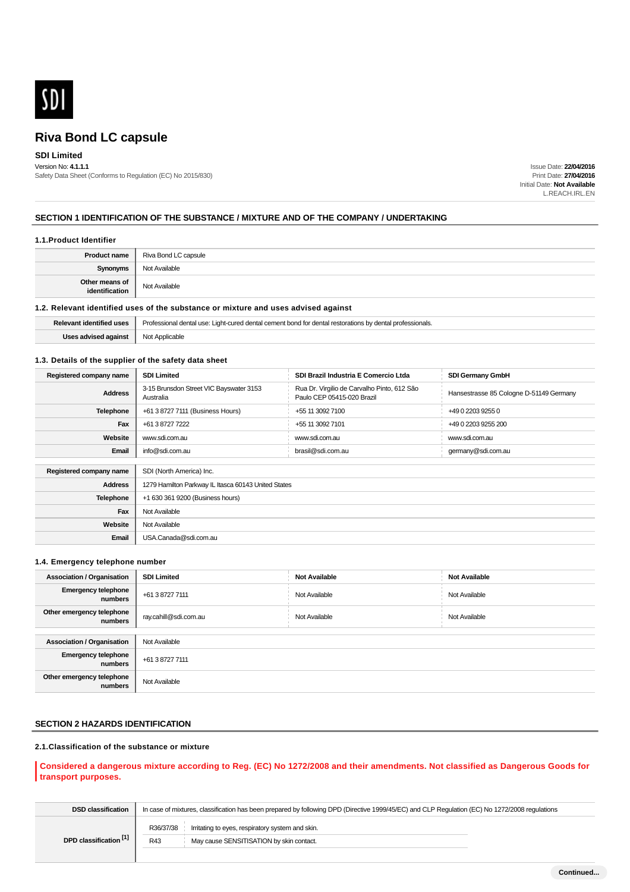SDI

# Riva Bond LC capsule

**SDI Limited**

Version No: **4.1.1.1**

Safety Data Sheet (Conforms to Regulation (EC) No 2015/830)

Issue Date: **22/04/2016**
Print Date: **27/04/2016**
Initial Date: **Not Available**
L.REACH.IRL.EN

## SECTION 1 IDENTIFICATION OF THE SUBSTANCE / MIXTURE AND OF THE COMPANY / UNDERTAKING

### 1.1.Product Identifier

| | |
|---|---|
| **Product name** | Riva Bond LC capsule |
| **Synonyms** | Not Available |
| **Other means of identification** | Not Available |

### 1.2. Relevant identified uses of the substance or mixture and uses advised against

| | |
|---|---|
| **Relevant identified uses** | Professional dental use: Light-cured dental cement bond for dental restorations by dental professionals. |
| **Uses advised against** | Not Applicable |

### 1.3. Details of the supplier of the safety data sheet

| **Registered company name** | **SDI Limited** | **SDI Brazil Industria E Comercio Ltda** | **SDI Germany GmbH** |
|---|---|---|---|
| **Address** | 3-15 Brunsdon Street VIC Bayswater 3153 Australia | Rua Dr. Virgilio de Carvalho Pinto, 612 São Paulo CEP 05415-020 Brazil | Hansestrasse 85 Cologne D-51149 Germany |
| **Telephone** | +61 3 8727 7111 (Business Hours) | +55 11 3092 7100 | +49 0 2203 9255 0 |
| **Fax** | +61 3 8727 7222 | +55 11 3092 7101 | +49 0 2203 9255 200 |
| **Website** | www.sdi.com.au | www.sdi.com.au | www.sdi.com.au |
| **Email** | info@sdi.com.au | brasil@sdi.com.au | germany@sdi.com.au |

| | |
|---|---|
| **Registered company name** | SDI (North America) Inc. |
| **Address** | 1279 Hamilton Parkway IL Itasca 60143 United States |
| **Telephone** | +1 630 361 9200 (Business hours) |
| **Fax** | Not Available |
| **Website** | Not Available |
| **Email** | USA.Canada@sdi.com.au |

### 1.4. Emergency telephone number

| **Association / Organisation** | **SDI Limited** | **Not Available** | **Not Available** |
|---|---|---|---|
| **Emergency telephone numbers** | +61 3 8727 7111 | Not Available | Not Available |
| **Other emergency telephone numbers** | ray.cahill@sdi.com.au | Not Available | Not Available |

| | |
|---|---|
| **Association / Organisation** | Not Available |
| **Emergency telephone numbers** | +61 3 8727 7111 |
| **Other emergency telephone numbers** | Not Available |

## SECTION 2 HAZARDS IDENTIFICATION

### 2.1.Classification of the substance or mixture

**Considered a dangerous mixture according to Reg. (EC) No 1272/2008 and their amendments. Not classified as Dangerous Goods for transport purposes.**

| | |
|---|---|
| **DSD classification** | In case of mixtures, classification has been prepared by following DPD (Directive 1999/45/EC) and CLP Regulation (EC) No 1272/2008 regulations |
| **DPD classification** [1] | R36/37/38 — Irritating to eyes, respiratory system and skin.<br>R43 — May cause SENSITISATION by skin contact. |

Continued...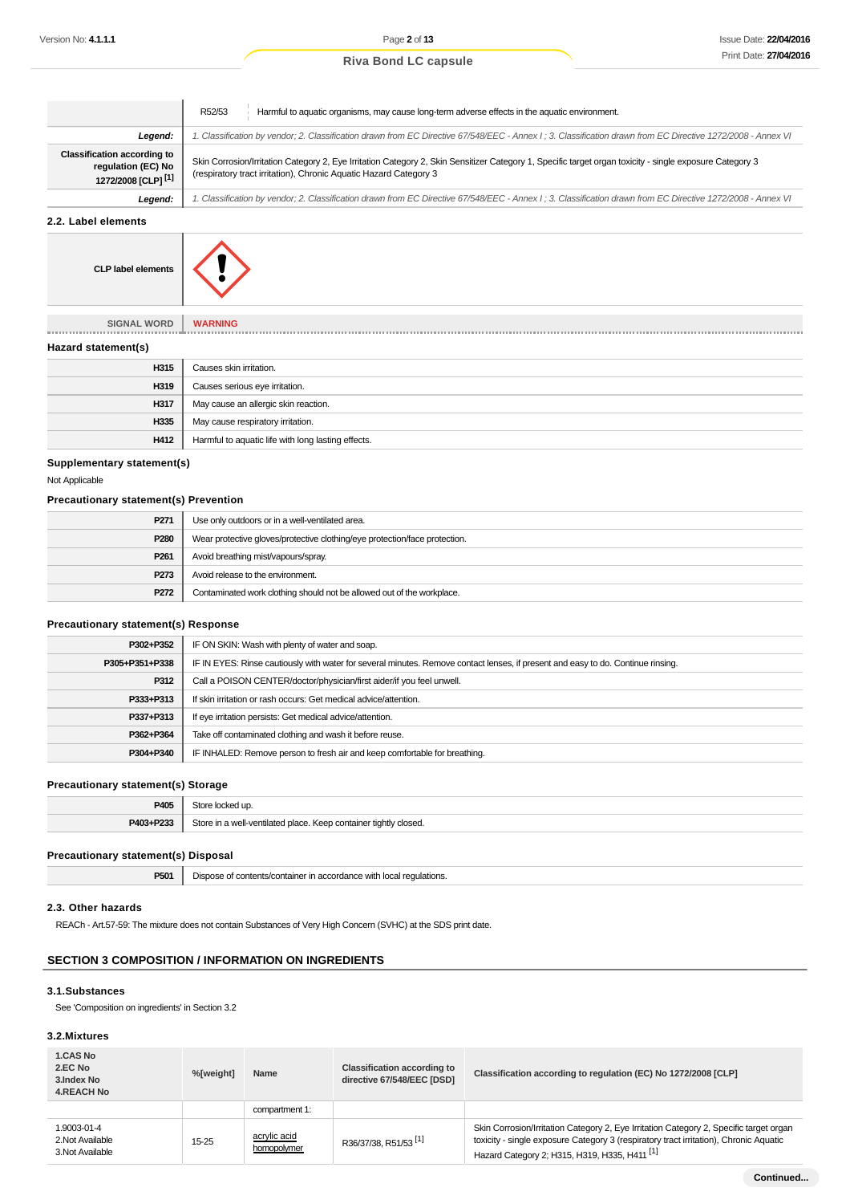| | | |
|---|---|---|
| | R52/53 | Harmful to aquatic organisms, may cause long-term adverse effects in the aquatic environment. |
| ***Legend:*** | *1. Classification by vendor; 2. Classification drawn from EC Directive 67/548/EEC - Annex I ; 3. Classification drawn from EC Directive 1272/2008 - Annex VI* | |
| **Classification according to regulation (EC) No 1272/2008 [CLP] [1]** | Skin Corrosion/Irritation Category 2, Eye Irritation Category 2, Skin Sensitizer Category 1, Specific target organ toxicity - single exposure Category 3 (respiratory tract irritation), Chronic Aquatic Hazard Category 3 | |
| ***Legend:*** | *1. Classification by vendor; 2. Classification drawn from EC Directive 67/548/EEC - Annex I ; 3. Classification drawn from EC Directive 1272/2008 - Annex VI* | |

### 2.2. Label elements

| | |
|---|---|
| **CLP label elements** | |

| | |
|---|---|
| SIGNAL WORD | **WARNING** |

### Hazard statement(s)

| | |
|---|---|
| **H315** | Causes skin irritation. |
| **H319** | Causes serious eye irritation. |
| **H317** | May cause an allergic skin reaction. |
| **H335** | May cause respiratory irritation. |
| **H412** | Harmful to aquatic life with long lasting effects. |

### Supplementary statement(s)

Not Applicable

### Precautionary statement(s) Prevention

| | |
|---|---|
| **P271** | Use only outdoors or in a well-ventilated area. |
| **P280** | Wear protective gloves/protective clothing/eye protection/face protection. |
| **P261** | Avoid breathing mist/vapours/spray. |
| **P273** | Avoid release to the environment. |
| **P272** | Contaminated work clothing should not be allowed out of the workplace. |

### Precautionary statement(s) Response

| | |
|---|---|
| **P302+P352** | IF ON SKIN: Wash with plenty of water and soap. |
| **P305+P351+P338** | IF IN EYES: Rinse cautiously with water for several minutes. Remove contact lenses, if present and easy to do. Continue rinsing. |
| **P312** | Call a POISON CENTER/doctor/physician/first aider/if you feel unwell. |
| **P333+P313** | If skin irritation or rash occurs: Get medical advice/attention. |
| **P337+P313** | If eye irritation persists: Get medical advice/attention. |
| **P362+P364** | Take off contaminated clothing and wash it before reuse. |
| **P304+P340** | IF INHALED: Remove person to fresh air and keep comfortable for breathing. |

### Precautionary statement(s) Storage

| | |
|---|---|
| **P405** | Store locked up. |
| **P403+P233** | Store in a well-ventilated place. Keep container tightly closed. |

### Precautionary statement(s) Disposal

| | |
|---|---|
| **P501** | Dispose of contents/container in accordance with local regulations. |

### 2.3. Other hazards

REACh - Art.57-59: The mixture does not contain Substances of Very High Concern (SVHC) at the SDS print date.

## SECTION 3 COMPOSITION / INFORMATION ON INGREDIENTS

### 3.1.Substances

See 'Composition on ingredients' in Section 3.2

### 3.2.Mixtures

| 1.CAS No<br>2.EC No<br>3.Index No<br>4.REACH No | %[weight] | Name | Classification according to directive 67/548/EEC [DSD] | Classification according to regulation (EC) No 1272/2008 [CLP] |
|---|---|---|---|---|
| | | compartment 1: | | |
| 1.9003-01-4<br>2.Not Available<br>3.Not Available | 15-25 | acrylic acid homopolymer | R36/37/38, R51/53 [1] | Skin Corrosion/Irritation Category 2, Eye Irritation Category 2, Specific target organ toxicity - single exposure Category 3 (respiratory tract irritation), Chronic Aquatic Hazard Category 2; H315, H319, H335, H411 [1] |

Continued...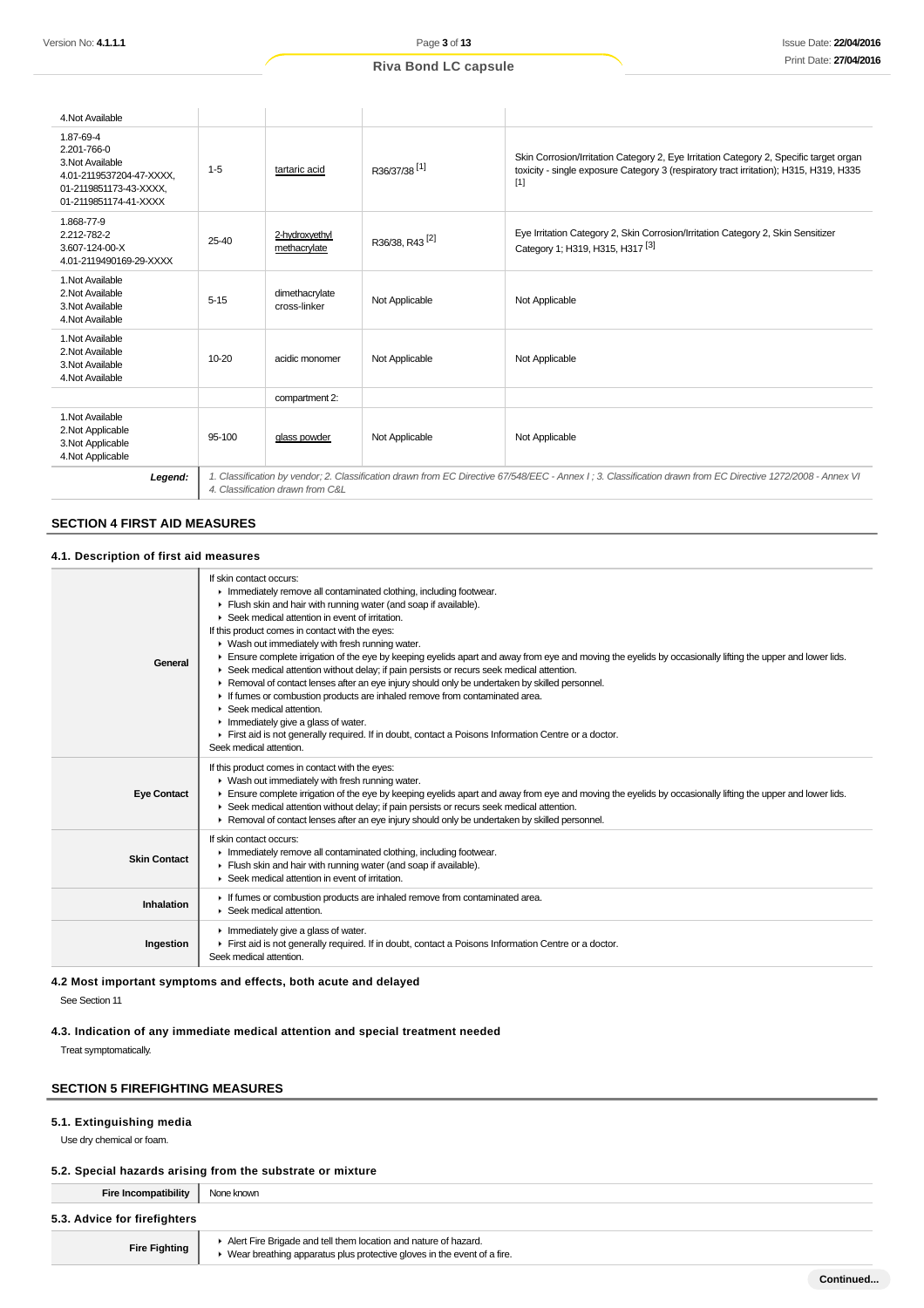| | | | | |
|---|---|---|---|---|
| 4.Not Available | | | | |
| 1.87-69-4<br>2.201-766-0<br>3.Not Available<br>4.01-2119537204-47-XXXX, 01-2119851173-43-XXXX, 01-2119851174-41-XXXX | 1-5 | tartaric acid | R36/37/38 [1] | Skin Corrosion/Irritation Category 2, Eye Irritation Category 2, Specific target organ toxicity - single exposure Category 3 (respiratory tract irritation); H315, H319, H335 [1] |
| 1.868-77-9<br>2.212-782-2<br>3.607-124-00-X<br>4.01-2119490169-29-XXXX | 25-40 | 2-hydroxyethyl methacrylate | R36/38, R43 [2] | Eye Irritation Category 2, Skin Corrosion/Irritation Category 2, Skin Sensitizer Category 1; H319, H315, H317 [3] |
| 1.Not Available<br>2.Not Available<br>3.Not Available<br>4.Not Available | 5-15 | dimethacrylate cross-linker | Not Applicable | Not Applicable |
| 1.Not Available<br>2.Not Available<br>3.Not Available<br>4.Not Available | 10-20 | acidic monomer | Not Applicable | Not Applicable |
| | | compartment 2: | | |
| 1.Not Available<br>2.Not Applicable<br>3.Not Applicable<br>4.Not Applicable | 95-100 | glass powder | Not Applicable | Not Applicable |
| **Legend:** | *1. Classification by vendor; 2. Classification drawn from EC Directive 67/548/EEC - Annex I ; 3. Classification drawn from EC Directive 1272/2008 - Annex VI 4. Classification drawn from C&L* | | | |

## SECTION 4 FIRST AID MEASURES

### 4.1. Description of first aid measures

| | |
|---|---|
| **General** | If skin contact occurs:<br>▸ Immediately remove all contaminated clothing, including footwear.<br>▸ Flush skin and hair with running water (and soap if available).<br>▸ Seek medical attention in event of irritation.<br>If this product comes in contact with the eyes:<br>▸ Wash out immediately with fresh running water.<br>▸ Ensure complete irrigation of the eye by keeping eyelids apart and away from eye and moving the eyelids by occasionally lifting the upper and lower lids.<br>▸ Seek medical attention without delay; if pain persists or recurs seek medical attention.<br>▸ Removal of contact lenses after an eye injury should only be undertaken by skilled personnel.<br>▸ If fumes or combustion products are inhaled remove from contaminated area.<br>▸ Seek medical attention.<br>▸ Immediately give a glass of water.<br>▸ First aid is not generally required. If in doubt, contact a Poisons Information Centre or a doctor.<br>Seek medical attention. |
| **Eye Contact** | If this product comes in contact with the eyes:<br>▸ Wash out immediately with fresh running water.<br>▸ Ensure complete irrigation of the eye by keeping eyelids apart and away from eye and moving the eyelids by occasionally lifting the upper and lower lids.<br>▸ Seek medical attention without delay; if pain persists or recurs seek medical attention.<br>▸ Removal of contact lenses after an eye injury should only be undertaken by skilled personnel. |
| **Skin Contact** | If skin contact occurs:<br>▸ Immediately remove all contaminated clothing, including footwear.<br>▸ Flush skin and hair with running water (and soap if available).<br>▸ Seek medical attention in event of irritation. |
| **Inhalation** | ▸ If fumes or combustion products are inhaled remove from contaminated area.<br>▸ Seek medical attention. |
| **Ingestion** | ▸ Immediately give a glass of water.<br>▸ First aid is not generally required. If in doubt, contact a Poisons Information Centre or a doctor.<br>Seek medical attention. |

### 4.2 Most important symptoms and effects, both acute and delayed

See Section 11

### 4.3. Indication of any immediate medical attention and special treatment needed

Treat symptomatically.

## SECTION 5 FIREFIGHTING MEASURES

### 5.1. Extinguishing media

Use dry chemical or foam.

### 5.2. Special hazards arising from the substrate or mixture

| | |
|---|---|
| **Fire Incompatibility** | None known |

### 5.3. Advice for firefighters

| | |
|---|---|
| **Fire Fighting** | ▸ Alert Fire Brigade and tell them location and nature of hazard.<br>▸ Wear breathing apparatus plus protective gloves in the event of a fire. |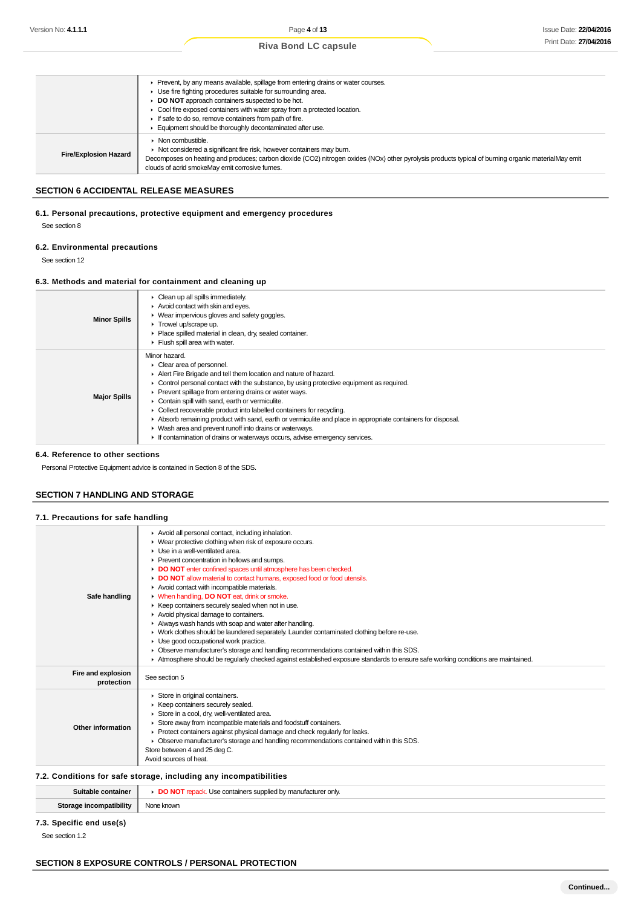| | |
|---|---|
| | ▸ Prevent, by any means available, spillage from entering drains or water courses.<br>▸ Use fire fighting procedures suitable for surrounding area.<br>▸ **DO NOT** approach containers suspected to be hot.<br>▸ Cool fire exposed containers with water spray from a protected location.<br>▸ If safe to do so, remove containers from path of fire.<br>▸ Equipment should be thoroughly decontaminated after use. |
| **Fire/Explosion Hazard** | ▸ Non combustible.<br>▸ Not considered a significant fire risk, however containers may burn.<br>Decomposes on heating and produces; carbon dioxide ($CO_2$) nitrogen oxides ($NO_x$) other pyrolysis products typical of burning organic materialMay emit clouds of acrid smokeMay emit corrosive fumes. |

## SECTION 6 ACCIDENTAL RELEASE MEASURES

### 6.1. Personal precautions, protective equipment and emergency procedures

See section 8

### 6.2. Environmental precautions

See section 12

### 6.3. Methods and material for containment and cleaning up

| | |
|---|---|
| **Minor Spills** | ▸ Clean up all spills immediately.<br>▸ Avoid contact with skin and eyes.<br>▸ Wear impervious gloves and safety goggles.<br>▸ Trowel up/scrape up.<br>▸ Place spilled material in clean, dry, sealed container.<br>▸ Flush spill area with water. |
| **Major Spills** | Minor hazard.<br>▸ Clear area of personnel.<br>▸ Alert Fire Brigade and tell them location and nature of hazard.<br>▸ Control personal contact with the substance, by using protective equipment as required.<br>▸ Prevent spillage from entering drains or water ways.<br>▸ Contain spill with sand, earth or vermiculite.<br>▸ Collect recoverable product into labelled containers for recycling.<br>▸ Absorb remaining product with sand, earth or vermiculite and place in appropriate containers for disposal.<br>▸ Wash area and prevent runoff into drains or waterways.<br>▸ If contamination of drains or waterways occurs, advise emergency services. |

### 6.4. Reference to other sections

Personal Protective Equipment advice is contained in Section 8 of the SDS.

## SECTION 7 HANDLING AND STORAGE

### 7.1. Precautions for safe handling

| | |
|---|---|
| **Safe handling** | ▸ Avoid all personal contact, including inhalation.<br>▸ Wear protective clothing when risk of exposure occurs.<br>▸ Use in a well-ventilated area.<br>▸ Prevent concentration in hollows and sumps.<br>▸ **DO NOT** enter confined spaces until atmosphere has been checked.<br>▸ **DO NOT** allow material to contact humans, exposed food or food utensils.<br>▸ Avoid contact with incompatible materials.<br>▸ When handling, **DO NOT** eat, drink or smoke.<br>▸ Keep containers securely sealed when not in use.<br>▸ Avoid physical damage to containers.<br>▸ Always wash hands with soap and water after handling.<br>▸ Work clothes should be laundered separately. Launder contaminated clothing before re-use.<br>▸ Use good occupational work practice.<br>▸ Observe manufacturer's storage and handling recommendations contained within this SDS.<br>▸ Atmosphere should be regularly checked against established exposure standards to ensure safe working conditions are maintained. |
| **Fire and explosion protection** | See section 5 |
| **Other information** | ▸ Store in original containers.<br>▸ Keep containers securely sealed.<br>▸ Store in a cool, dry, well-ventilated area.<br>▸ Store away from incompatible materials and foodstuff containers.<br>▸ Protect containers against physical damage and check regularly for leaks.<br>▸ Observe manufacturer's storage and handling recommendations contained within this SDS.<br>Store between 4 and 25 deg C.<br>Avoid sources of heat. |

### 7.2. Conditions for safe storage, including any incompatibilities

| | |
|---|---|
| **Suitable container** | ▸ **DO NOT** repack. Use containers supplied by manufacturer only. |
| **Storage incompatibility** | None known |

### 7.3. Specific end use(s)

See section 1.2

## SECTION 8 EXPOSURE CONTROLS / PERSONAL PROTECTION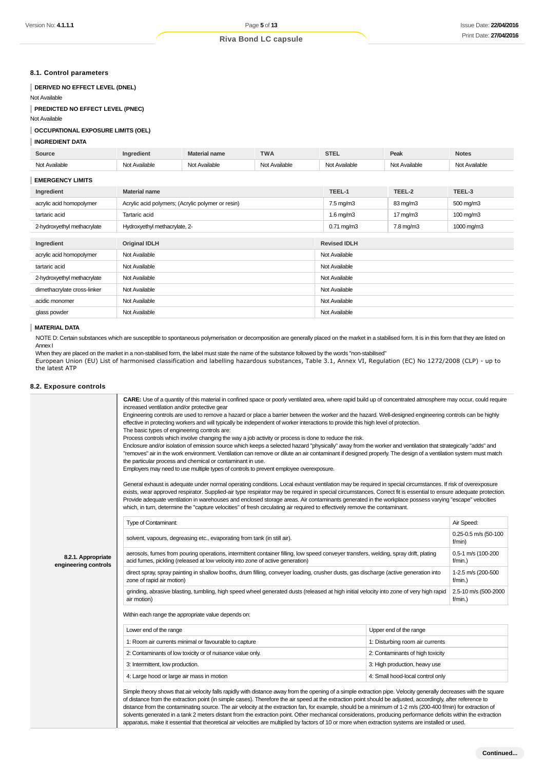### 8.1. Control parameters

**DERIVED NO EFFECT LEVEL (DNEL)**

Not Available

**PREDICTED NO EFFECT LEVEL (PNEC)**

Not Available

**OCCUPATIONAL EXPOSURE LIMITS (OEL)**

**INGREDIENT DATA**

| Source | Ingredient | Material name | TWA | STEL | Peak | Notes |
|---|---|---|---|---|---|---|
| Not Available | Not Available | Not Available | Not Available | Not Available | Not Available | Not Available |

**EMERGENCY LIMITS**

| Ingredient | Material name | TEEL-1 | TEEL-2 | TEEL-3 |
|---|---|---|---|---|
| acrylic acid homopolymer | Acrylic acid polymers; (Acrylic polymer or resin) | 7.5 mg/m3 | 83 mg/m3 | 500 mg/m3 |
| tartaric acid | Tartaric acid | 1.6 mg/m3 | 17 mg/m3 | 100 mg/m3 |
| 2-hydroxyethyl methacrylate | Hydroxyethyl methacrylate, 2- | 0.71 mg/m3 | 7.8 mg/m3 | 1000 mg/m3 |

| Ingredient | Original IDLH | Revised IDLH |
|---|---|---|
| acrylic acid homopolymer | Not Available | Not Available |
| tartaric acid | Not Available | Not Available |
| 2-hydroxyethyl methacrylate | Not Available | Not Available |
| dimethacrylate cross-linker | Not Available | Not Available |
| acidic monomer | Not Available | Not Available |
| glass powder | Not Available | Not Available |

**MATERIAL DATA**

NOTE D: Certain substances which are susceptible to spontaneous polymerisation or decomposition are generally placed on the market in a stabilised form. It is in this form that they are listed on Annex I

When they are placed on the market in a non-stabilised form, the label must state the name of the substance followed by the words "non-stabilised"

European Union (EU) List of harmonised classification and labelling hazardous substances, Table 3.1, Annex VI, Regulation (EC) No 1272/2008 (CLP) - up to the latest ATP

### 8.2. Exposure controls

**8.2.1. Appropriate engineering controls**

**CARE:** Use of a quantity of this material in confined space or poorly ventilated area, where rapid build up of concentrated atmosphere may occur, could require increased ventilation and/or protective gear

Engineering controls are used to remove a hazard or place a barrier between the worker and the hazard. Well-designed engineering controls can be highly effective in protecting workers and will typically be independent of worker interactions to provide this high level of protection.

The basic types of engineering controls are:

Process controls which involve changing the way a job activity or process is done to reduce the risk.

Enclosure and/or isolation of emission source which keeps a selected hazard "physically" away from the worker and ventilation that strategically "adds" and "removes" air in the work environment. Ventilation can remove or dilute an air contaminant if designed properly. The design of a ventilation system must match the particular process and chemical or contaminant in use.

Employers may need to use multiple types of controls to prevent employee overexposure.

General exhaust is adequate under normal operating conditions. Local exhaust ventilation may be required in special circumstances. If risk of overexposure exists, wear approved respirator. Supplied-air type respirator may be required in special circumstances. Correct fit is essential to ensure adequate protection. Provide adequate ventilation in warehouses and enclosed storage areas. Air contaminants generated in the workplace possess varying "escape" velocities which, in turn, determine the "capture velocities" of fresh circulating air required to effectively remove the contaminant.

| Type of Contaminant: | Air Speed: |
|---|---|
| solvent, vapours, degreasing etc., evaporating from tank (in still air). | 0.25-0.5 m/s (50-100 f/min) |
| aerosols, fumes from pouring operations, intermittent container filling, low speed conveyer transfers, welding, spray drift, plating acid fumes, pickling (released at low velocity into zone of active generation) | 0.5-1 m/s (100-200 f/min.) |
| direct spray, spray painting in shallow booths, drum filling, conveyer loading, crusher dusts, gas discharge (active generation into zone of rapid air motion) | 1-2.5 m/s (200-500 f/min.) |
| grinding, abrasive blasting, tumbling, high speed wheel generated dusts (released at high initial velocity into zone of very high rapid air motion) | 2.5-10 m/s (500-2000 f/min.) |

Within each range the appropriate value depends on:

| Lower end of the range | Upper end of the range |
|---|---|
| 1: Room air currents minimal or favourable to capture | 1: Disturbing room air currents |
| 2: Contaminants of low toxicity or of nuisance value only. | 2: Contaminants of high toxicity |
| 3: Intermittent, low production. | 3: High production, heavy use |
| 4: Large hood or large air mass in motion | 4: Small hood-local control only |

Simple theory shows that air velocity falls rapidly with distance away from the opening of a simple extraction pipe. Velocity generally decreases with the square of distance from the extraction point (in simple cases). Therefore the air speed at the extraction point should be adjusted, accordingly, after reference to distance from the contaminating source. The air velocity at the extraction fan, for example, should be a minimum of 1-2 m/s (200-400 f/min) for extraction of solvents generated in a tank 2 meters distant from the extraction point. Other mechanical considerations, producing performance deficits within the extraction apparatus, make it essential that theoretical air velocities are multiplied by factors of 10 or more when extraction systems are installed or used.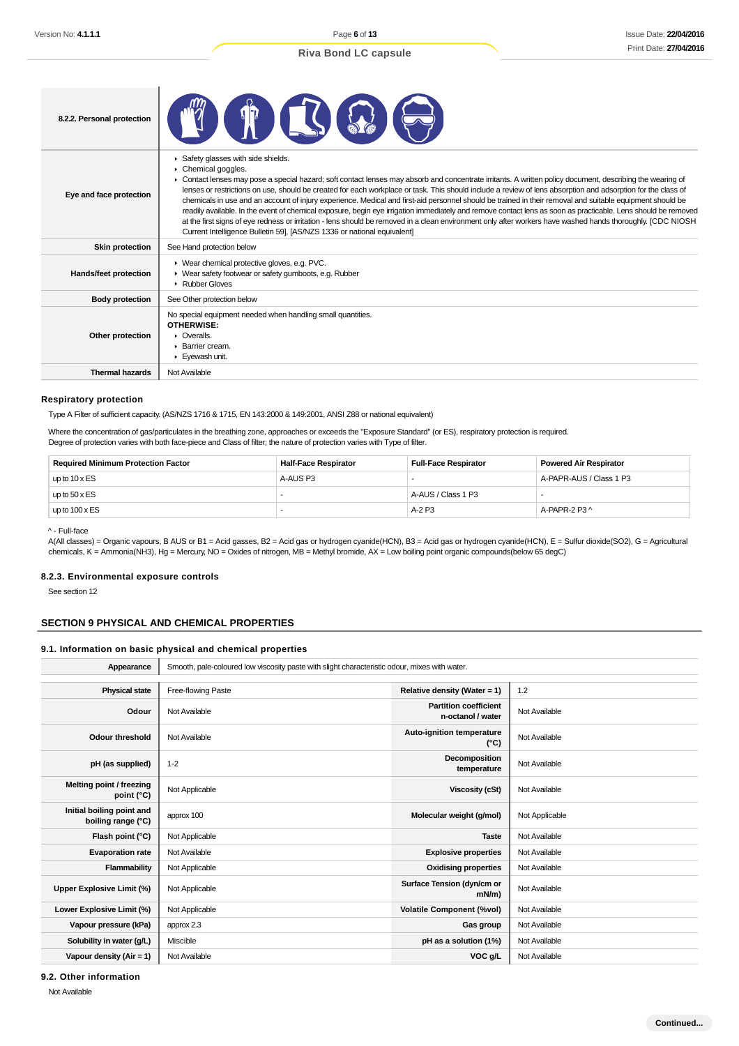| 8.2.2. Personal protection | |
|---|---|
| Eye and face protection | ▸ Safety glasses with side shields.<br>▸ Chemical goggles.<br>▸ Contact lenses may pose a special hazard; soft contact lenses may absorb and concentrate irritants. A written policy document, describing the wearing of lenses or restrictions on use, should be created for each workplace or task. This should include a review of lens absorption and adsorption for the class of chemicals in use and an account of injury experience. Medical and first-aid personnel should be trained in their removal and suitable equipment should be readily available. In the event of chemical exposure, begin eye irrigation immediately and remove contact lens as soon as practicable. Lens should be removed at the first signs of eye redness or irritation - lens should be removed in a clean environment only after workers have washed hands thoroughly. [CDC NIOSH Current Intelligence Bulletin 59], [AS/NZS 1336 or national equivalent] |
| Skin protection | See Hand protection below |
| Hands/feet protection | ▸ Wear chemical protective gloves, e.g. PVC.<br>▸ Wear safety footwear or safety gumboots, e.g. Rubber<br>▸ Rubber Gloves |
| Body protection | See Other protection below |
| Other protection | No special equipment needed when handling small quantities.<br>**OTHERWISE:**<br>▸ Overalls.<br>▸ Barrier cream.<br>▸ Eyewash unit. |
| Thermal hazards | Not Available |

### Respiratory protection

Type A Filter of sufficient capacity. (AS/NZS 1716 & 1715, EN 143:2000 & 149:2001, ANSI Z88 or national equivalent)

Where the concentration of gas/particulates in the breathing zone, approaches or exceeds the "Exposure Standard" (or ES), respiratory protection is required.
Degree of protection varies with both face-piece and Class of filter; the nature of protection varies with Type of filter.

| Required Minimum Protection Factor | Half-Face Respirator | Full-Face Respirator | Powered Air Respirator |
|---|---|---|---|
| up to 10 x ES | A-AUS P3 | - | A-PAPR-AUS / Class 1 P3 |
| up to 50 x ES | - | A-AUS / Class 1 P3 | - |
| up to 100 x ES | - | A-2 P3 | A-PAPR-2 P3 ^ |

^ - Full-face
A(All classes) = Organic vapours, B AUS or B1 = Acid gasses, B2 = Acid gas or hydrogen cyanide(HCN), B3 = Acid gas or hydrogen cyanide(HCN), E = Sulfur dioxide($SO_2$), G = Agricultural chemicals, K = Ammonia($NH_3$), Hg = Mercury, NO = Oxides of nitrogen, MB = Methyl bromide, AX = Low boiling point organic compounds(below 65 degC)

### 8.2.3. Environmental exposure controls

See section 12

## SECTION 9 PHYSICAL AND CHEMICAL PROPERTIES

### 9.1. Information on basic physical and chemical properties

| Appearance | Smooth, pale-coloured low viscosity paste with slight characteristic odour, mixes with water. | | |
|---|---|---|---|
| Physical state | Free-flowing Paste | Relative density (Water = 1) | 1.2 |
| Odour | Not Available | Partition coefficient n-octanol / water | Not Available |
| Odour threshold | Not Available | Auto-ignition temperature (°C) | Not Available |
| pH (as supplied) | 1-2 | Decomposition temperature | Not Available |
| Melting point / freezing point (°C) | Not Applicable | Viscosity (cSt) | Not Available |
| Initial boiling point and boiling range (°C) | approx 100 | Molecular weight (g/mol) | Not Applicable |
| Flash point (°C) | Not Applicable | Taste | Not Available |
| Evaporation rate | Not Available | Explosive properties | Not Available |
| Flammability | Not Applicable | Oxidising properties | Not Available |
| Upper Explosive Limit (%) | Not Applicable | Surface Tension (dyn/cm or mN/m) | Not Available |
| Lower Explosive Limit (%) | Not Applicable | Volatile Component (%vol) | Not Available |
| Vapour pressure (kPa) | approx 2.3 | Gas group | Not Available |
| Solubility in water (g/L) | Miscible | pH as a solution (1%) | Not Available |
| Vapour density (Air = 1) | Not Available | VOC g/L | Not Available |

### 9.2. Other information

Not Available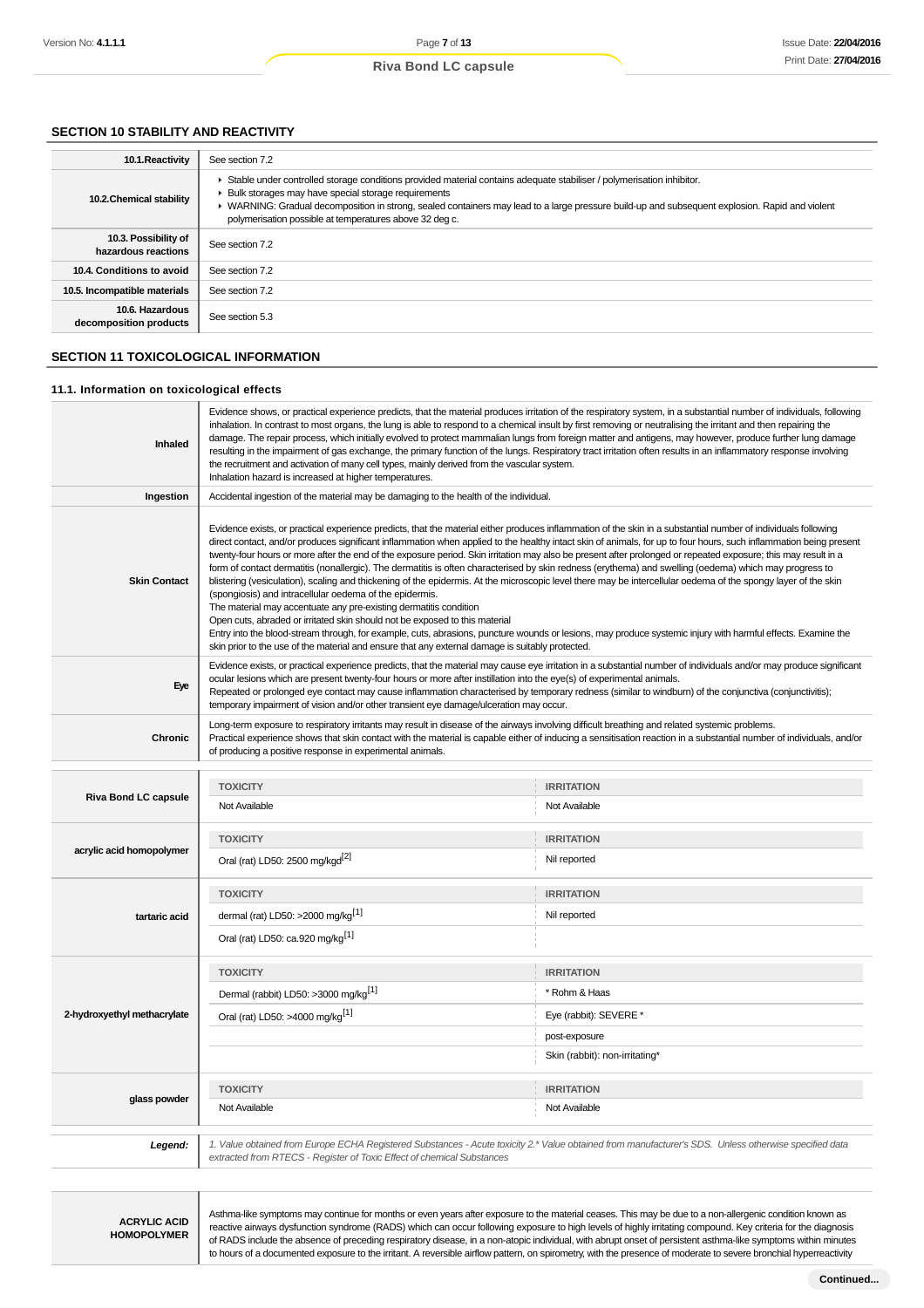## SECTION 10 STABILITY AND REACTIVITY

| | |
|---|---|
| **10.1.Reactivity** | See section 7.2 |
| **10.2.Chemical stability** | ▸ Stable under controlled storage conditions provided material contains adequate stabiliser / polymerisation inhibitor.<br>▸ Bulk storages may have special storage requirements<br>▸ WARNING: Gradual decomposition in strong, sealed containers may lead to a large pressure build-up and subsequent explosion. Rapid and violent polymerisation possible at temperatures above 32 deg c. |
| **10.3. Possibility of hazardous reactions** | See section 7.2 |
| **10.4. Conditions to avoid** | See section 7.2 |
| **10.5. Incompatible materials** | See section 7.2 |
| **10.6. Hazardous decomposition products** | See section 5.3 |

## SECTION 11 TOXICOLOGICAL INFORMATION

### 11.1. Information on toxicological effects

| | |
|---|---|
| **Inhaled** | Evidence shows, or practical experience predicts, that the material produces irritation of the respiratory system, in a substantial number of individuals, following inhalation. In contrast to most organs, the lung is able to respond to a chemical insult by first removing or neutralising the irritant and then repairing the damage. The repair process, which initially evolved to protect mammalian lungs from foreign matter and antigens, may however, produce further lung damage resulting in the impairment of gas exchange, the primary function of the lungs. Respiratory tract irritation often results in an inflammatory response involving the recruitment and activation of many cell types, mainly derived from the vascular system.<br>Inhalation hazard is increased at higher temperatures. |
| **Ingestion** | Accidental ingestion of the material may be damaging to the health of the individual. |
| **Skin Contact** | Evidence exists, or practical experience predicts, that the material either produces inflammation of the skin in a substantial number of individuals following direct contact, and/or produces significant inflammation when applied to the healthy intact skin of animals, for up to four hours, such inflammation being present twenty-four hours or more after the end of the exposure period. Skin irritation may also be present after prolonged or repeated exposure; this may result in a form of contact dermatitis (nonallergic). The dermatitis is often characterised by skin redness (erythema) and swelling (oedema) which may progress to blistering (vesiculation), scaling and thickening of the epidermis. At the microscopic level there may be intercellular oedema of the spongy layer of the skin (spongiosis) and intracellular oedema of the epidermis.<br>The material may accentuate any pre-existing dermatitis condition<br>Open cuts, abraded or irritated skin should not be exposed to this material<br>Entry into the blood-stream through, for example, cuts, abrasions, puncture wounds or lesions, may produce systemic injury with harmful effects. Examine the skin prior to the use of the material and ensure that any external damage is suitably protected. |
| **Eye** | Evidence exists, or practical experience predicts, that the material may cause eye irritation in a substantial number of individuals and/or may produce significant ocular lesions which are present twenty-four hours or more after instillation into the eye(s) of experimental animals.<br>Repeated or prolonged eye contact may cause inflammation characterised by temporary redness (similar to windburn) of the conjunctiva (conjunctivitis); temporary impairment of vision and/or other transient eye damage/ulceration may occur. |
| **Chronic** | Long-term exposure to respiratory irritants may result in disease of the airways involving difficult breathing and related systemic problems.<br>Practical experience shows that skin contact with the material is capable either of inducing a sensitisation reaction in a substantial number of individuals, and/or of producing a positive response in experimental animals. |

| | TOXICITY | IRRITATION |
|---|---|---|
| **Riva Bond LC capsule** | Not Available | Not Available |
| **acrylic acid homopolymer** | Oral (rat) LD50: 2500 mg/kgd[2] | Nil reported |
| **tartaric acid** | dermal (rat) LD50: >2000 mg/kg[1] | Nil reported |
| | Oral (rat) LD50: ca.920 mg/kg[1] | |
| **2-hydroxyethyl methacrylate** | Dermal (rabbit) LD50: >3000 mg/kg[1] | * Rohm & Haas |
| | Oral (rat) LD50: >4000 mg/kg[1] | Eye (rabbit): SEVERE * |
| | | post-exposure |
| | | Skin (rabbit): non-irritating* |
| **glass powder** | Not Available | Not Available |

| | |
|---|---|
| ***Legend:*** | *1. Value obtained from Europe ECHA Registered Substances - Acute toxicity 2.* Value obtained from manufacturer's SDS. Unless otherwise specified data extracted from RTECS - Register of Toxic Effect of chemical Substances* |

| | |
|---|---|
| **ACRYLIC ACID HOMOPOLYMER** | Asthma-like symptoms may continue for months or even years after exposure to the material ceases. This may be due to a non-allergenic condition known as reactive airways dysfunction syndrome (RADS) which can occur following exposure to high levels of highly irritating compound. Key criteria for the diagnosis of RADS include the absence of preceding respiratory disease, in a non-atopic individual, with abrupt onset of persistent asthma-like symptoms within minutes to hours of a documented exposure to the irritant. A reversible airflow pattern, on spirometry, with the presence of moderate to severe bronchial hyperreactivity |

**Continued...**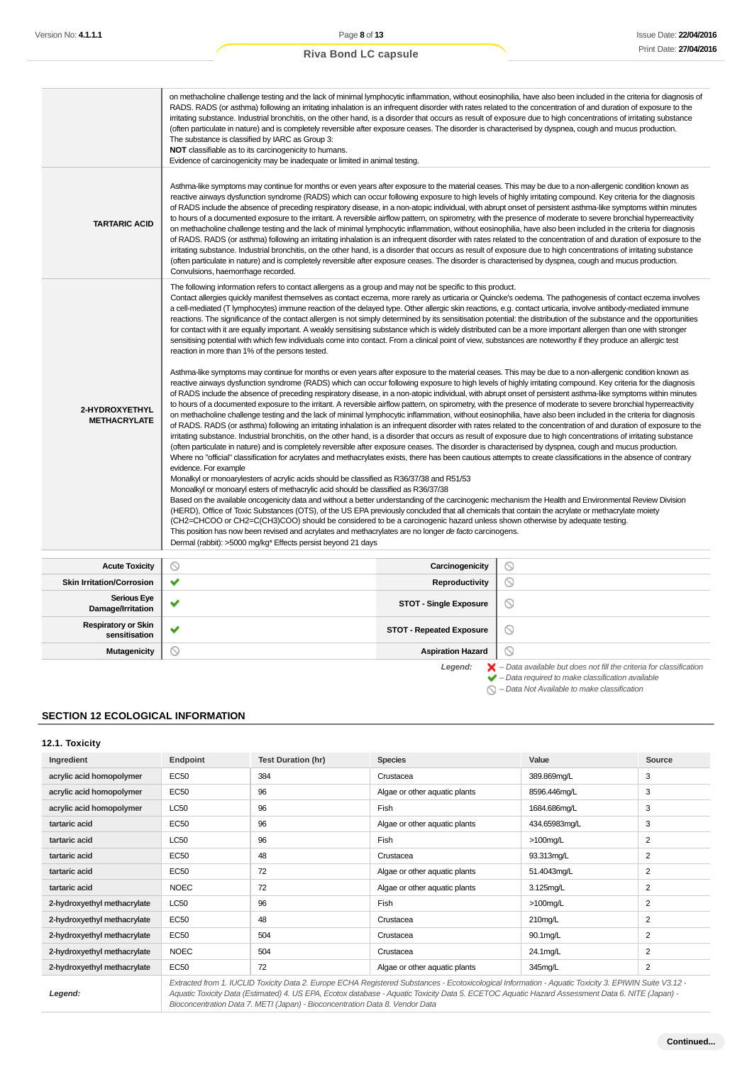| | |
|---|---|
| | on methacholine challenge testing and the lack of minimal lymphocytic inflammation, without eosinophilia, have also been included in the criteria for diagnosis of RADS. RADS (or asthma) following an irritating inhalation is an infrequent disorder with rates related to the concentration of and duration of exposure to the irritating substance. Industrial bronchitis, on the other hand, is a disorder that occurs as result of exposure due to high concentrations of irritating substance (often particulate in nature) and is completely reversible after exposure ceases. The disorder is characterised by dyspnea, cough and mucus production.<br>The substance is classified by IARC as Group 3:<br>**NOT** classifiable as to its carcinogenicity to humans.<br>Evidence of carcinogenicity may be inadequate or limited in animal testing. |
| **TARTARIC ACID** | Asthma-like symptoms may continue for months or even years after exposure to the material ceases. This may be due to a non-allergenic condition known as reactive airways dysfunction syndrome (RADS) which can occur following exposure to high levels of highly irritating compound. Key criteria for the diagnosis of RADS include the absence of preceding respiratory disease, in a non-atopic individual, with abrupt onset of persistent asthma-like symptoms within minutes to hours of a documented exposure to the irritant. A reversible airflow pattern, on spirometry, with the presence of moderate to severe bronchial hyperreactivity on methacholine challenge testing and the lack of minimal lymphocytic inflammation, without eosinophilia, have also been included in the criteria for diagnosis of RADS. RADS (or asthma) following an irritating inhalation is an infrequent disorder with rates related to the concentration of and duration of exposure to the irritating substance. Industrial bronchitis, on the other hand, is a disorder that occurs as result of exposure due to high concentrations of irritating substance (often particulate in nature) and is completely reversible after exposure ceases. The disorder is characterised by dyspnea, cough and mucus production.<br>Convulsions, haemorrhage recorded. |
| **2-HYDROXYETHYL METHACRYLATE** | The following information refers to contact allergens as a group and may not be specific to this product.<br>Contact allergies quickly manifest themselves as contact eczema, more rarely as urticaria or Quincke's oedema. The pathogenesis of contact eczema involves a cell-mediated (T lymphocytes) immune reaction of the delayed type. Other allergic skin reactions, e.g. contact urticaria, involve antibody-mediated immune reactions. The significance of the contact allergen is not simply determined by its sensitisation potential: the distribution of the substance and the opportunities for contact with it are equally important. A weakly sensitising substance which is widely distributed can be a more important allergen than one with stronger sensitising potential with which few individuals come into contact. From a clinical point of view, substances are noteworthy if they produce an allergic test reaction in more than 1% of the persons tested.<br><br>Asthma-like symptoms may continue for months or even years after exposure to the material ceases. This may be due to a non-allergenic condition known as reactive airways dysfunction syndrome (RADS) which can occur following exposure to high levels of highly irritating compound. Key criteria for the diagnosis of RADS include the absence of preceding respiratory disease, in a non-atopic individual, with abrupt onset of persistent asthma-like symptoms within minutes to hours of a documented exposure to the irritant. A reversible airflow pattern, on spirometry, with the presence of moderate to severe bronchial hyperreactivity on methacholine challenge testing and the lack of minimal lymphocytic inflammation, without eosinophilia, have also been included in the criteria for diagnosis of RADS. RADS (or asthma) following an irritating inhalation is an infrequent disorder with rates related to the concentration of and duration of exposure to the irritating substance. Industrial bronchitis, on the other hand, is a disorder that occurs as result of exposure due to high concentrations of irritating substance (often particulate in nature) and is completely reversible after exposure ceases. The disorder is characterised by dyspnea, cough and mucus production.<br>Where no "official" classification for acrylates and methacrylates exists, there has been cautious attempts to create classifications in the absence of contrary evidence. For example<br>Monoalkyl or monoarylesters of acrylic acids should be classified as R36/37/38 and R51/53<br>Monoalkyl or monoaryl esters of methacrylic acid should be classified as R36/37/38<br>Based on the available oncogenicity data and without a better understanding of the carcinogenic mechanism the Health and Environmental Review Division (HERD), Office of Toxic Substances (OTS), of the US EPA previously concluded that all chemicals that contain the acrylate or methacrylate moiety (CH2=CHCOO or CH2=C(CH3)COO) should be considered to be a carcinogenic hazard unless shown otherwise by adequate testing.<br>This position has now been revised and acrylates and methacrylates are no longer *de facto* carcinogens.<br>Dermal (rabbit): >5000 mg/kg* Effects persist beyond 21 days |

| | | | |
|---|---|---|---|
| **Acute Toxicity** | ⦸ | **Carcinogenicity** | ⦸ |
| **Skin Irritation/Corrosion** | ✔ | **Reproductivity** | ⦸ |
| **Serious Eye Damage/Irritation** | ✔ | **STOT - Single Exposure** | ⦸ |
| **Respiratory or Skin sensitisation** | ✔ | **STOT - Repeated Exposure** | ⦸ |
| **Mutagenicity** | ⦸ | **Aspiration Hazard** | ⦸ |

***Legend:*** ✘ – *Data available but does not fill the criteria for classification*
✔ – *Data required to make classification available*
⦸ – *Data Not Available to make classification*

## SECTION 12 ECOLOGICAL INFORMATION

### 12.1. Toxicity

| Ingredient | Endpoint | Test Duration (hr) | Species | Value | Source |
|---|---|---|---|---|---|
| **acrylic acid homopolymer** | EC50 | 384 | Crustacea | 389.869mg/L | 3 |
| **acrylic acid homopolymer** | EC50 | 96 | Algae or other aquatic plants | 8596.446mg/L | 3 |
| **acrylic acid homopolymer** | LC50 | 96 | Fish | 1684.686mg/L | 3 |
| **tartaric acid** | EC50 | 96 | Algae or other aquatic plants | 434.65983mg/L | 3 |
| **tartaric acid** | LC50 | 96 | Fish | >100mg/L | 2 |
| **tartaric acid** | EC50 | 48 | Crustacea | 93.313mg/L | 2 |
| **tartaric acid** | EC50 | 72 | Algae or other aquatic plants | 51.4043mg/L | 2 |
| **tartaric acid** | NOEC | 72 | Algae or other aquatic plants | 3.125mg/L | 2 |
| **2-hydroxyethyl methacrylate** | LC50 | 96 | Fish | >100mg/L | 2 |
| **2-hydroxyethyl methacrylate** | EC50 | 48 | Crustacea | 210mg/L | 2 |
| **2-hydroxyethyl methacrylate** | EC50 | 504 | Crustacea | 90.1mg/L | 2 |
| **2-hydroxyethyl methacrylate** | NOEC | 504 | Crustacea | 24.1mg/L | 2 |
| **2-hydroxyethyl methacrylate** | EC50 | 72 | Algae or other aquatic plants | 345mg/L | 2 |
| ***Legend:*** | *Extracted from 1. IUCLID Toxicity Data 2. Europe ECHA Registered Substances - Ecotoxicological Information - Aquatic Toxicity 3. EPIWIN Suite V3.12 - Aquatic Toxicity Data (Estimated) 4. US EPA, Ecotox database - Aquatic Toxicity Data 5. ECETOC Aquatic Hazard Assessment Data 6. NITE (Japan) - Bioconcentration Data 7. METI (Japan) - Bioconcentration Data 8. Vendor Data* | | | | |

**Continued...**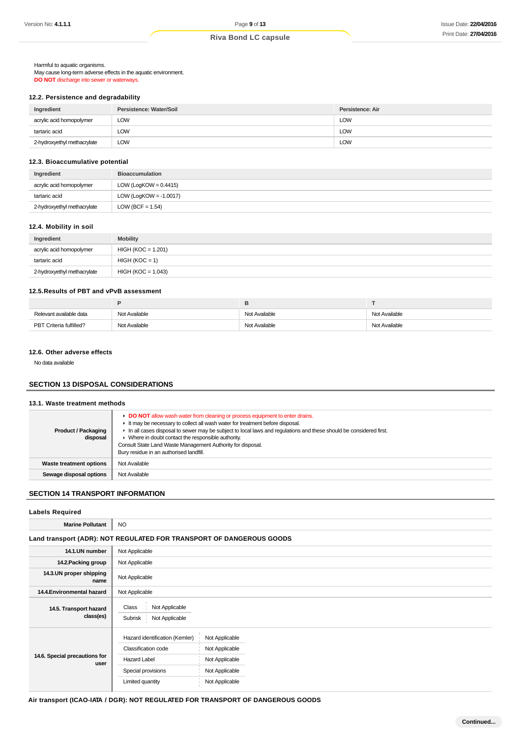Harmful to aquatic organisms.
May cause long-term adverse effects in the aquatic environment.
**DO NOT** discharge into sewer or waterways.

### 12.2. Persistence and degradability

| Ingredient | Persistence: Water/Soil | Persistence: Air |
|---|---|---|
| acrylic acid homopolymer | LOW | LOW |
| tartaric acid | LOW | LOW |
| 2-hydroxyethyl methacrylate | LOW | LOW |

### 12.3. Bioaccumulative potential

| Ingredient | Bioaccumulation |
|---|---|
| acrylic acid homopolymer | LOW (LogKOW = 0.4415) |
| tartaric acid | LOW (LogKOW = -1.0017) |
| 2-hydroxyethyl methacrylate | LOW (BCF = 1.54) |

### 12.4. Mobility in soil

| Ingredient | Mobility |
|---|---|
| acrylic acid homopolymer | HIGH (KOC = 1.201) |
| tartaric acid | HIGH (KOC = 1) |
| 2-hydroxyethyl methacrylate | HIGH (KOC = 1.043) |

### 12.5.Results of PBT and vPvB assessment

| | P | B | T |
|---|---|---|---|
| Relevant available data | Not Available | Not Available | Not Available |
| PBT Criteria fulfilled? | Not Available | Not Available | Not Available |

### 12.6. Other adverse effects

No data available

## SECTION 13 DISPOSAL CONSIDERATIONS

### 13.1. Waste treatment methods

| | |
|---|---|
| **Product / Packaging disposal** | ▸ **DO NOT** allow wash water from cleaning or process equipment to enter drains.<br>▸ It may be necessary to collect all wash water for treatment before disposal.<br>▸ In all cases disposal to sewer may be subject to local laws and regulations and these should be considered first.<br>▸ Where in doubt contact the responsible authority.<br>Consult State Land Waste Management Authority for disposal.<br>Bury residue in an authorised landfill. |
| **Waste treatment options** | Not Available |
| **Sewage disposal options** | Not Available |

## SECTION 14 TRANSPORT INFORMATION

### Labels Required

| | |
|---|---|
| **Marine Pollutant** | NO |

### Land transport (ADR): NOT REGULATED FOR TRANSPORT OF DANGEROUS GOODS

| | |
|---|---|
| **14.1.UN number** | Not Applicable |
| **14.2.Packing group** | Not Applicable |
| **14.3.UN proper shipping name** | Not Applicable |
| **14.4.Environmental hazard** | Not Applicable |
| **14.5. Transport hazard class(es)** | Class: Not Applicable<br>Subrisk: Not Applicable |
| **14.6. Special precautions for user** | Hazard identification (Kemler): Not Applicable<br>Classification code: Not Applicable<br>Hazard Label: Not Applicable<br>Special provisions: Not Applicable<br>Limited quantity: Not Applicable |

### Air transport (ICAO-IATA / DGR): NOT REGULATED FOR TRANSPORT OF DANGEROUS GOODS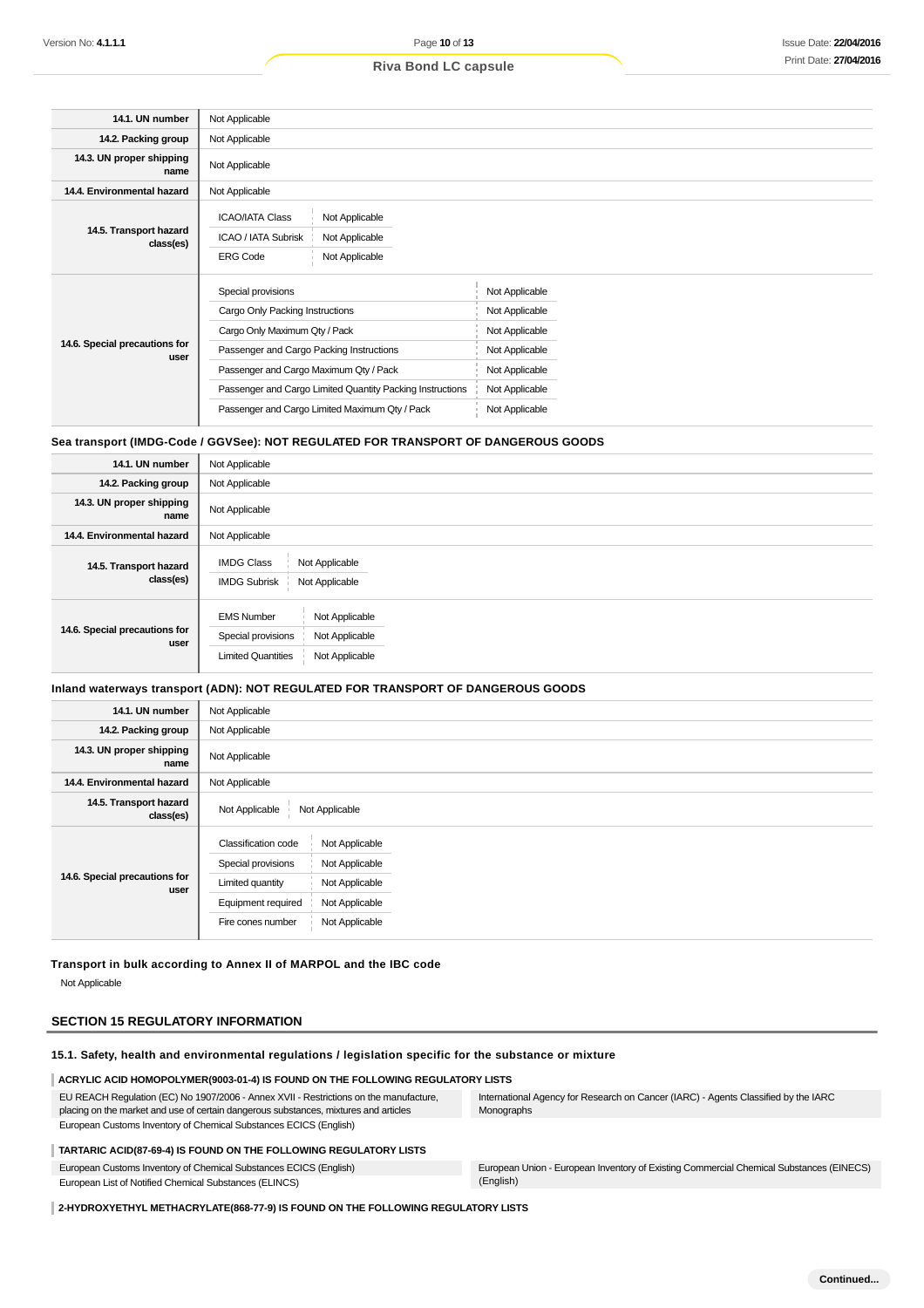| | |
|---|---|
| **14.1. UN number** | Not Applicable |
| **14.2. Packing group** | Not Applicable |
| **14.3. UN proper shipping name** | Not Applicable |
| **14.4. Environmental hazard** | Not Applicable |
| **14.5. Transport hazard class(es)** | ICAO/IATA Class: Not Applicable<br>ICAO / IATA Subrisk: Not Applicable<br>ERG Code: Not Applicable |
| **14.6. Special precautions for user** | Special provisions: Not Applicable<br>Cargo Only Packing Instructions: Not Applicable<br>Cargo Only Maximum Qty / Pack: Not Applicable<br>Passenger and Cargo Packing Instructions: Not Applicable<br>Passenger and Cargo Maximum Qty / Pack: Not Applicable<br>Passenger and Cargo Limited Quantity Packing Instructions: Not Applicable<br>Passenger and Cargo Limited Maximum Qty / Pack: Not Applicable |

**Sea transport (IMDG-Code / GGVSee): NOT REGULATED FOR TRANSPORT OF DANGEROUS GOODS**

| | |
|---|---|
| **14.1. UN number** | Not Applicable |
| **14.2. Packing group** | Not Applicable |
| **14.3. UN proper shipping name** | Not Applicable |
| **14.4. Environmental hazard** | Not Applicable |
| **14.5. Transport hazard class(es)** | IMDG Class: Not Applicable<br>IMDG Subrisk: Not Applicable |
| **14.6. Special precautions for user** | EMS Number: Not Applicable<br>Special provisions: Not Applicable<br>Limited Quantities: Not Applicable |

**Inland waterways transport (ADN): NOT REGULATED FOR TRANSPORT OF DANGEROUS GOODS**

| | |
|---|---|
| **14.1. UN number** | Not Applicable |
| **14.2. Packing group** | Not Applicable |
| **14.3. UN proper shipping name** | Not Applicable |
| **14.4. Environmental hazard** | Not Applicable |
| **14.5. Transport hazard class(es)** | Not Applicable: Not Applicable |
| **14.6. Special precautions for user** | Classification code: Not Applicable<br>Special provisions: Not Applicable<br>Limited quantity: Not Applicable<br>Equipment required: Not Applicable<br>Fire cones number: Not Applicable |

**Transport in bulk according to Annex II of MARPOL and the IBC code**

Not Applicable

## SECTION 15 REGULATORY INFORMATION

### 15.1. Safety, health and environmental regulations / legislation specific for the substance or mixture

**ACRYLIC ACID HOMOPOLYMER(9003-01-4) IS FOUND ON THE FOLLOWING REGULATORY LISTS**

EU REACH Regulation (EC) No 1907/2006 - Annex XVII - Restrictions on the manufacture, placing on the market and use of certain dangerous substances, mixtures and articles

European Customs Inventory of Chemical Substances ECICS (English)

International Agency for Research on Cancer (IARC) - Agents Classified by the IARC Monographs

**TARTARIC ACID(87-69-4) IS FOUND ON THE FOLLOWING REGULATORY LISTS**

European Customs Inventory of Chemical Substances ECICS (English)

European List of Notified Chemical Substances (ELINCS)

European Union - European Inventory of Existing Commercial Chemical Substances (EINECS) (English)

**2-HYDROXYETHYL METHACRYLATE(868-77-9) IS FOUND ON THE FOLLOWING REGULATORY LISTS**

Continued...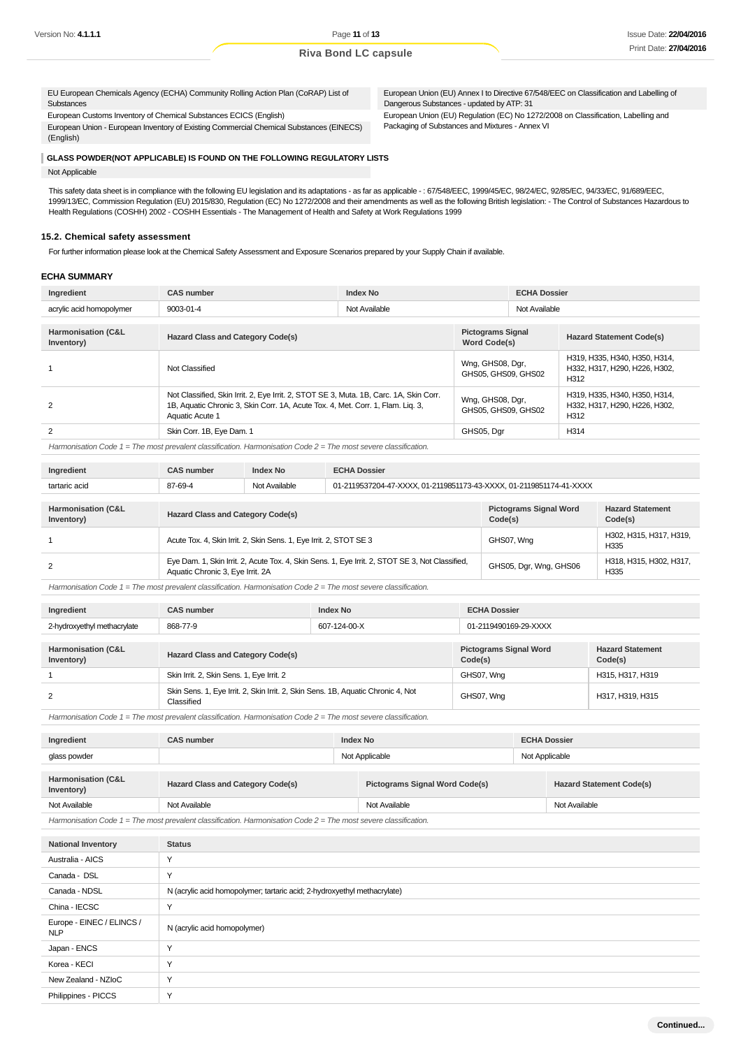| | |
|---|---|
| EU European Chemicals Agency (ECHA) Community Rolling Action Plan (CoRAP) List of Substances | European Union (EU) Annex I to Directive 67/548/EEC on Classification and Labelling of Dangerous Substances - updated by ATP: 31 |
| European Customs Inventory of Chemical Substances ECICS (English) | European Union (EU) Regulation (EC) No 1272/2008 on Classification, Labelling and Packaging of Substances and Mixtures - Annex VI |
| European Union - European Inventory of Existing Commercial Chemical Substances (EINECS) (English) | |

**GLASS POWDER(NOT APPLICABLE) IS FOUND ON THE FOLLOWING REGULATORY LISTS**

Not Applicable

This safety data sheet is in compliance with the following EU legislation and its adaptations - as far as applicable - : 67/548/EEC, 1999/45/EC, 98/24/EC, 92/85/EC, 94/33/EC, 91/689/EEC, 1999/13/EC, Commission Regulation (EU) 2015/830, Regulation (EC) No 1272/2008 and their amendments as well as the following British legislation: - The Control of Substances Hazardous to Health Regulations (COSHH) 2002 - COSHH Essentials - The Management of Health and Safety at Work Regulations 1999

### 15.2. Chemical safety assessment

For further information please look at the Chemical Safety Assessment and Exposure Scenarios prepared by your Supply Chain if available.

### ECHA SUMMARY

| Ingredient | CAS number | Index No | ECHA Dossier |
|---|---|---|---|
| acrylic acid homopolymer | 9003-01-4 | Not Available | Not Available |

| Harmonisation (C&L Inventory) | Hazard Class and Category Code(s) | Pictograms Signal Word Code(s) | Hazard Statement Code(s) |
|---|---|---|---|
| 1 | Not Classified | Wng, GHS08, Dgr, GHS05, GHS09, GHS02 | H319, H335, H340, H350, H314, H332, H317, H290, H226, H302, H312 |
| 2 | Not Classified, Skin Irrit. 2, Eye Irrit. 2, STOT SE 3, Muta. 1B, Carc. 1A, Skin Corr. 1B, Aquatic Chronic 3, Skin Corr. 1A, Acute Tox. 4, Met. Corr. 1, Flam. Liq. 3, Aquatic Acute 1 | Wng, GHS08, Dgr, GHS05, GHS09, GHS02 | H319, H335, H340, H350, H314, H332, H317, H290, H226, H302, H312 |
| 2 | Skin Corr. 1B, Eye Dam. 1 | GHS05, Dgr | H314 |

*Harmonisation Code 1 = The most prevalent classification. Harmonisation Code 2 = The most severe classification.*

| Ingredient | CAS number | Index No | ECHA Dossier |
|---|---|---|---|
| tartaric acid | 87-69-4 | Not Available | 01-2119537204-47-XXXX, 01-2119851173-43-XXXX, 01-2119851174-41-XXXX |

| Harmonisation (C&L Inventory) | Hazard Class and Category Code(s) | Pictograms Signal Word Code(s) | Hazard Statement Code(s) |
|---|---|---|---|
| 1 | Acute Tox. 4, Skin Irrit. 2, Skin Sens. 1, Eye Irrit. 2, STOT SE 3 | GHS07, Wng | H302, H315, H317, H319, H335 |
| 2 | Eye Dam. 1, Skin Irrit. 2, Acute Tox. 4, Skin Sens. 1, Eye Irrit. 2, STOT SE 3, Not Classified, Aquatic Chronic 3, Eye Irrit. 2A | GHS05, Dgr, Wng, GHS06 | H318, H315, H302, H317, H335 |

*Harmonisation Code 1 = The most prevalent classification. Harmonisation Code 2 = The most severe classification.*

| Ingredient | CAS number | Index No | ECHA Dossier |
|---|---|---|---|
| 2-hydroxyethyl methacrylate | 868-77-9 | 607-124-00-X | 01-2119490169-29-XXXX |

| Harmonisation (C&L Inventory) | Hazard Class and Category Code(s) | Pictograms Signal Word Code(s) | Hazard Statement Code(s) |
|---|---|---|---|
| 1 | Skin Irrit. 2, Skin Sens. 1, Eye Irrit. 2 | GHS07, Wng | H315, H317, H319 |
| 2 | Skin Sens. 1, Eye Irrit. 2, Skin Irrit. 2, Skin Sens. 1B, Aquatic Chronic 4, Not Classified | GHS07, Wng | H317, H319, H315 |

*Harmonisation Code 1 = The most prevalent classification. Harmonisation Code 2 = The most severe classification.*

| Ingredient | CAS number | Index No | ECHA Dossier |
|---|---|---|---|
| glass powder | | Not Applicable | Not Applicable |

| Harmonisation (C&L Inventory) | Hazard Class and Category Code(s) | Pictograms Signal Word Code(s) | Hazard Statement Code(s) |
|---|---|---|---|
| Not Available | Not Available | Not Available | Not Available |

*Harmonisation Code 1 = The most prevalent classification. Harmonisation Code 2 = The most severe classification.*

| National Inventory | Status |
|---|---|
| Australia - AICS | Y |
| Canada - DSL | Y |
| Canada - NDSL | N (acrylic acid homopolymer; tartaric acid; 2-hydroxyethyl methacrylate) |
| China - IECSC | Y |
| Europe - EINEC / ELINCS / NLP | N (acrylic acid homopolymer) |
| Japan - ENCS | Y |
| Korea - KECI | Y |
| New Zealand - NZIoC | Y |
| Philippines - PICCS | Y |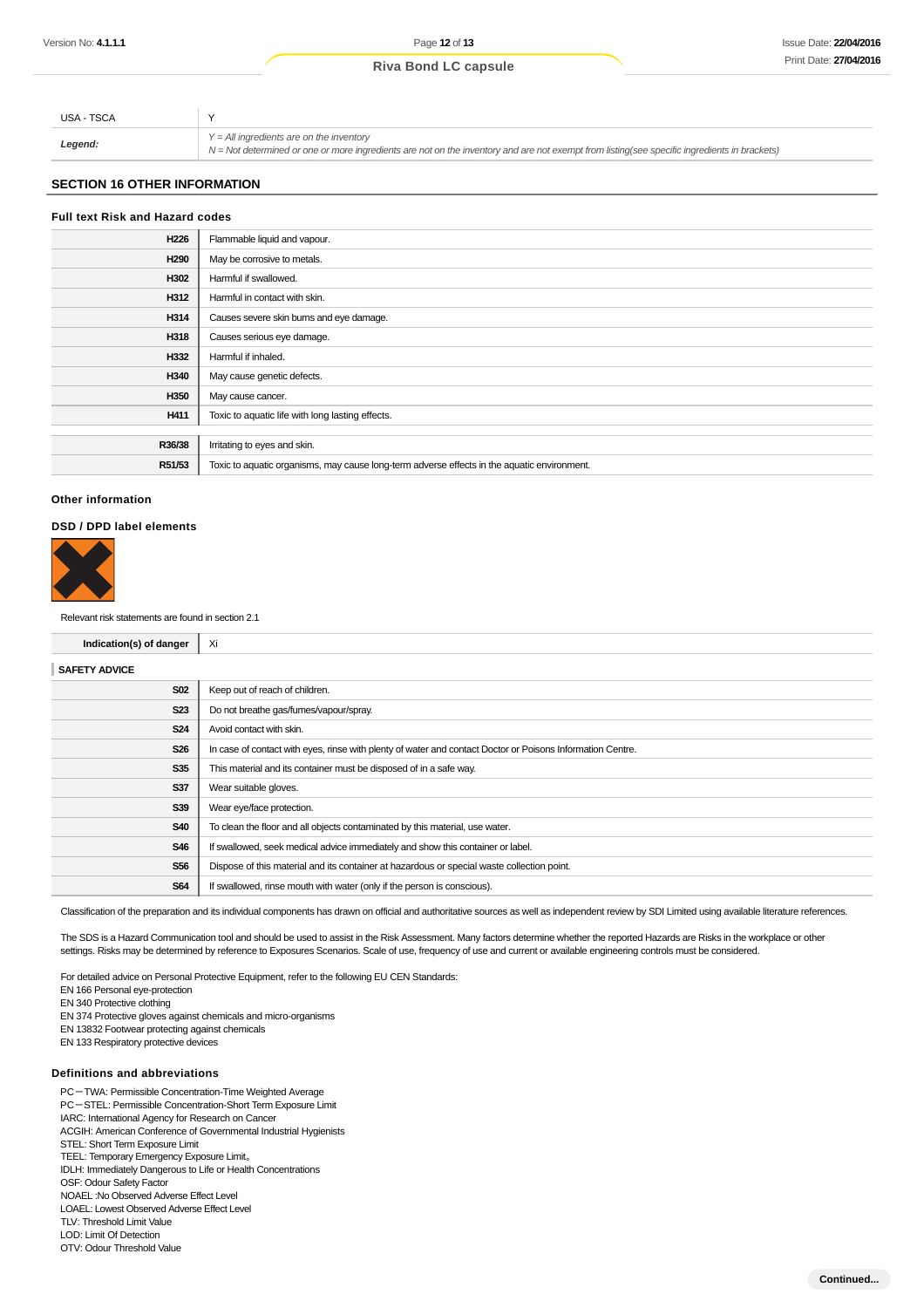| USA - TSCA | Y |
|---|---|
| ***Legend:*** | *Y = All ingredients are on the inventory*<br>*N = Not determined or one or more ingredients are not on the inventory and are not exempt from listing(see specific ingredients in brackets)* |

## SECTION 16 OTHER INFORMATION

### Full text Risk and Hazard codes

| | |
|---|---|
| **H226** | Flammable liquid and vapour. |
| **H290** | May be corrosive to metals. |
| **H302** | Harmful if swallowed. |
| **H312** | Harmful in contact with skin. |
| **H314** | Causes severe skin burns and eye damage. |
| **H318** | Causes serious eye damage. |
| **H332** | Harmful if inhaled. |
| **H340** | May cause genetic defects. |
| **H350** | May cause cancer. |
| **H411** | Toxic to aquatic life with long lasting effects. |
| | |
| **R36/38** | Irritating to eyes and skin. |
| **R51/53** | Toxic to aquatic organisms, may cause long-term adverse effects in the aquatic environment. |

### Other information

### DSD / DPD label elements

Relevant risk statements are found in section 2.1

| | |
|---|---|
| **Indication(s) of danger** | Xi |

**SAFETY ADVICE**

| | |
|---|---|
| **S02** | Keep out of reach of children. |
| **S23** | Do not breathe gas/fumes/vapour/spray. |
| **S24** | Avoid contact with skin. |
| **S26** | In case of contact with eyes, rinse with plenty of water and contact Doctor or Poisons Information Centre. |
| **S35** | This material and its container must be disposed of in a safe way. |
| **S37** | Wear suitable gloves. |
| **S39** | Wear eye/face protection. |
| **S40** | To clean the floor and all objects contaminated by this material, use water. |
| **S46** | If swallowed, seek medical advice immediately and show this container or label. |
| **S56** | Dispose of this material and its container at hazardous or special waste collection point. |
| **S64** | If swallowed, rinse mouth with water (only if the person is conscious). |

Classification of the preparation and its individual components has drawn on official and authoritative sources as well as independent review by SDI Limited using available literature references.

The SDS is a Hazard Communication tool and should be used to assist in the Risk Assessment. Many factors determine whether the reported Hazards are Risks in the workplace or other settings. Risks may be determined by reference to Exposures Scenarios. Scale of use, frequency of use and current or available engineering controls must be considered.

For detailed advice on Personal Protective Equipment, refer to the following EU CEN Standards:
EN 166 Personal eye-protection
EN 340 Protective clothing
EN 374 Protective gloves against chemicals and micro-organisms
EN 13832 Footwear protecting against chemicals
EN 133 Respiratory protective devices

### Definitions and abbreviations

PC－TWA: Permissible Concentration-Time Weighted Average
PC－STEL: Permissible Concentration-Short Term Exposure Limit
IARC: International Agency for Research on Cancer
ACGIH: American Conference of Governmental Industrial Hygienists
STEL: Short Term Exposure Limit
TEEL: Temporary Emergency Exposure Limit。
IDLH: Immediately Dangerous to Life or Health Concentrations
OSF: Odour Safety Factor
NOAEL :No Observed Adverse Effect Level
LOAEL: Lowest Observed Adverse Effect Level
TLV: Threshold Limit Value
LOD: Limit Of Detection
OTV: Odour Threshold Value

**Continued...**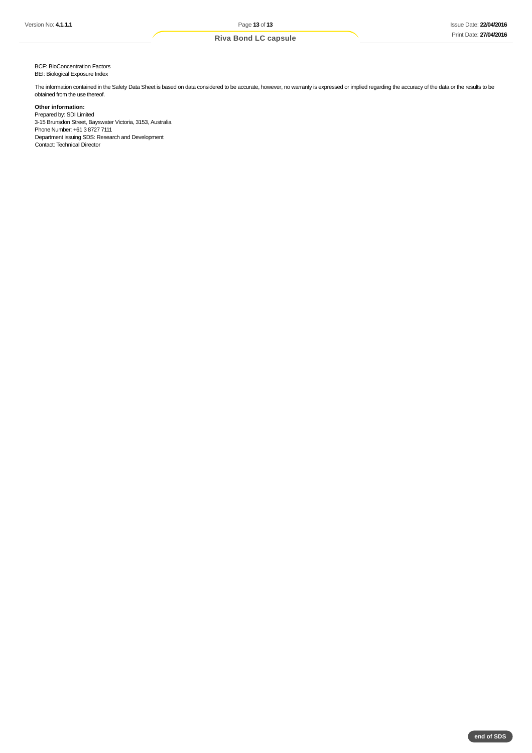BCF: BioConcentration Factors
BEI: Biological Exposure Index

The information contained in the Safety Data Sheet is based on data considered to be accurate, however, no warranty is expressed or implied regarding the accuracy of the data or the results to be obtained from the use thereof.

**Other information:**

Prepared by: SDI Limited
3-15 Brunsdon Street, Bayswater Victoria, 3153, Australia
Phone Number: +61 3 8727 7111
Department issuing SDS: Research and Development
Contact: Technical Director

**end of SDS**